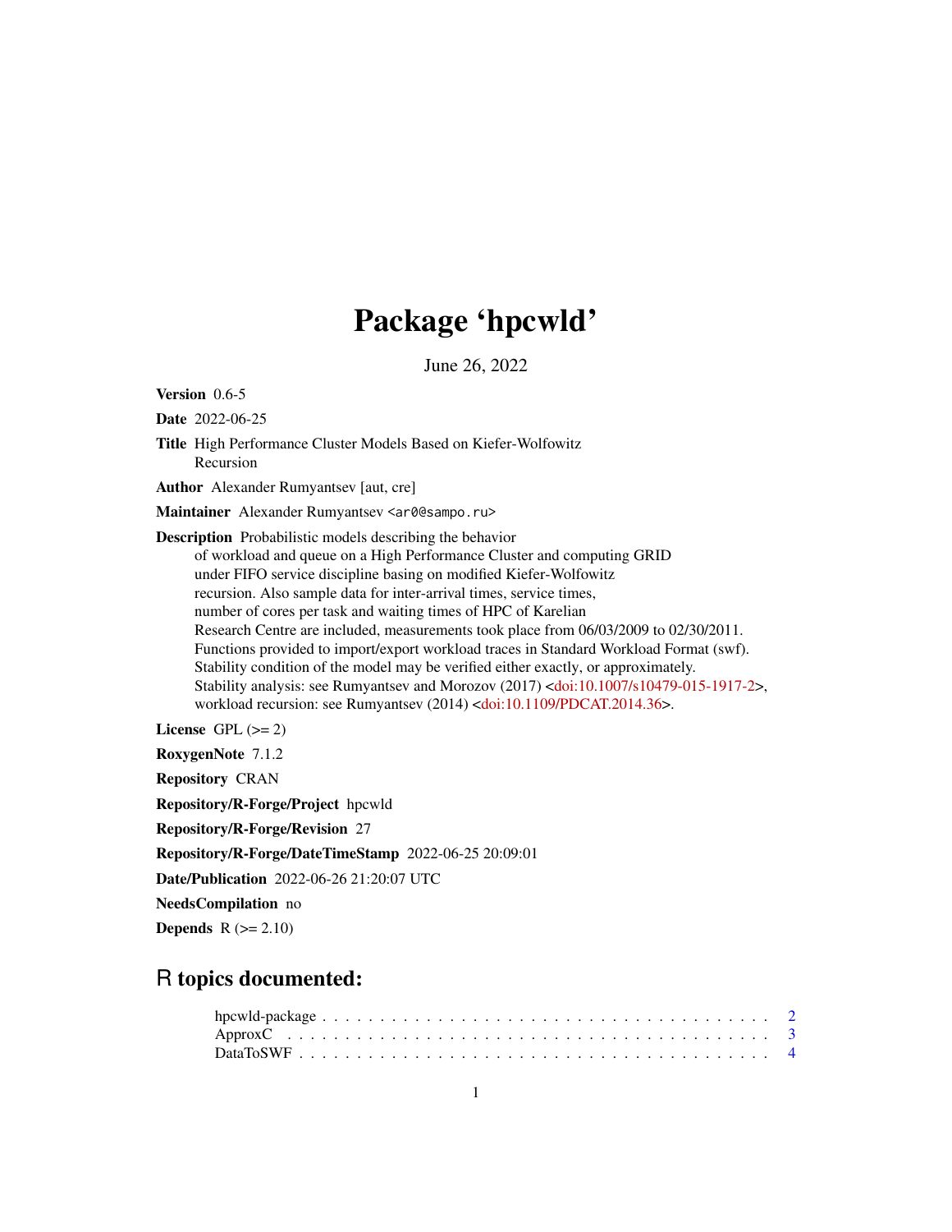# Package 'hpcwld'

June 26, 2022

**Version** 0.6-5

**Date** 2022-06-25

**Title** High Performance Cluster Models Based on Kiefer-Wolfowitz Recursion

**Author** Alexander Rumyantsev [aut, cre]

**Maintainer** Alexander Rumyantsev <ar0@sampo.ru>

**Description** Probabilistic models describing the behavior of workload and queue on a High Performance Cluster and computing GRID under FIFO service discipline basing on modified Kiefer-Wolfowitz recursion. Also sample data for inter-arrival times, service times, number of cores per task and waiting times of HPC of Karelian Research Centre are included, measurements took place from 06/03/2009 to 02/30/2011. Functions provided to import/export workload traces in Standard Workload Format (swf). Stability condition of the model may be verified either exactly, or approximately. Stability analysis: see Rumyantsev and Morozov (2017) <doi:10.1007/s10479-015-1917-2>, workload recursion: see Rumyantsev (2014) <doi:10.1109/PDCAT.2014.36>.

**License** GPL (>= 2)

**RoxygenNote** 7.1.2

**Repository** CRAN

**Repository/R-Forge/Project** hpcwld

**Repository/R-Forge/Revision** 27

**Repository/R-Forge/DateTimeStamp** 2022-06-25 20:09:01

**Date/Publication** 2022-06-26 21:20:07 UTC

**NeedsCompilation** no

**Depends** R (>= 2.10)

## R topics documented:

hpcwld-package . . . . . . . . . . . . . . . . . . . . . . . . . . . . . . . . . . . . . . . 2
ApproxC . . . . . . . . . . . . . . . . . . . . . . . . . . . . . . . . . . . . . . . . . . . 3
DataToSWF . . . . . . . . . . . . . . . . . . . . . . . . . . . . . . . . . . . . . . . . . 4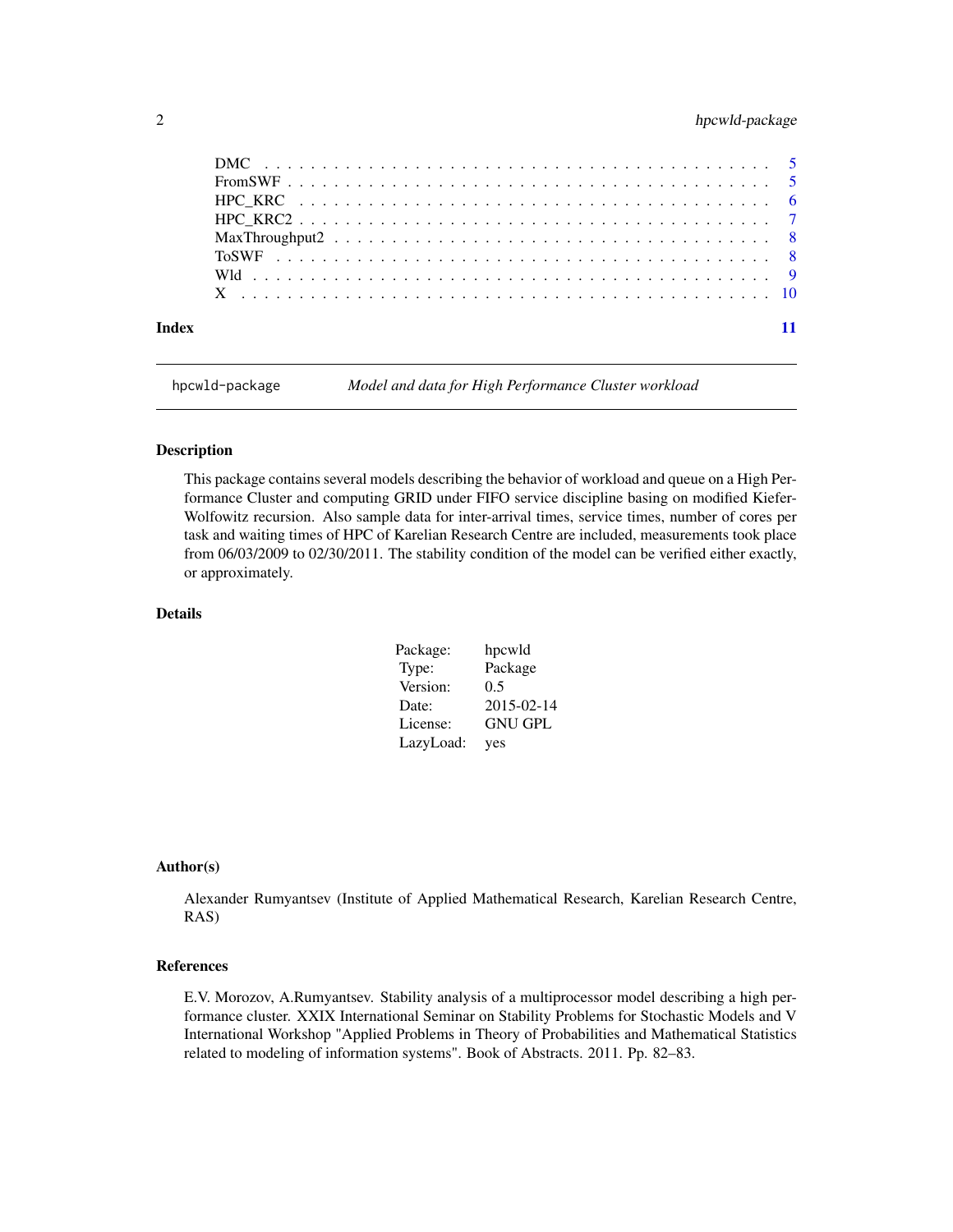| | |
|---|---|
| DMC | 5 |
| FromSWF | 5 |
| HPC_KRC | 6 |
| HPC_KRC2 | 7 |
| MaxThroughput2 | 8 |
| ToSWF | 8 |
| Wld | 9 |
| X | 10 |

**Index** **11**

---

hpcwld-package *Model and data for High Performance Cluster workload*

---

### Description

This package contains several models describing the behavior of workload and queue on a High Performance Cluster and computing GRID under FIFO service discipline basing on modified Kiefer-Wolfowitz recursion. Also sample data for inter-arrival times, service times, number of cores per task and waiting times of HPC of Karelian Research Centre are included, measurements took place from 06/03/2009 to 02/30/2011. The stability condition of the model can be verified either exactly, or approximately.

### Details

| | |
|---|---|
| Package: | hpcwld |
| Type: | Package |
| Version: | 0.5 |
| Date: | 2015-02-14 |
| License: | GNU GPL |
| LazyLoad: | yes |

### Author(s)

Alexander Rumyantsev (Institute of Applied Mathematical Research, Karelian Research Centre, RAS)

### References

E.V. Morozov, A.Rumyantsev. Stability analysis of a multiprocessor model describing a high performance cluster. XXIX International Seminar on Stability Problems for Stochastic Models and V International Workshop "Applied Problems in Theory of Probabilities and Mathematical Statistics related to modeling of information systems". Book of Abstracts. 2011. Pp. 82–83.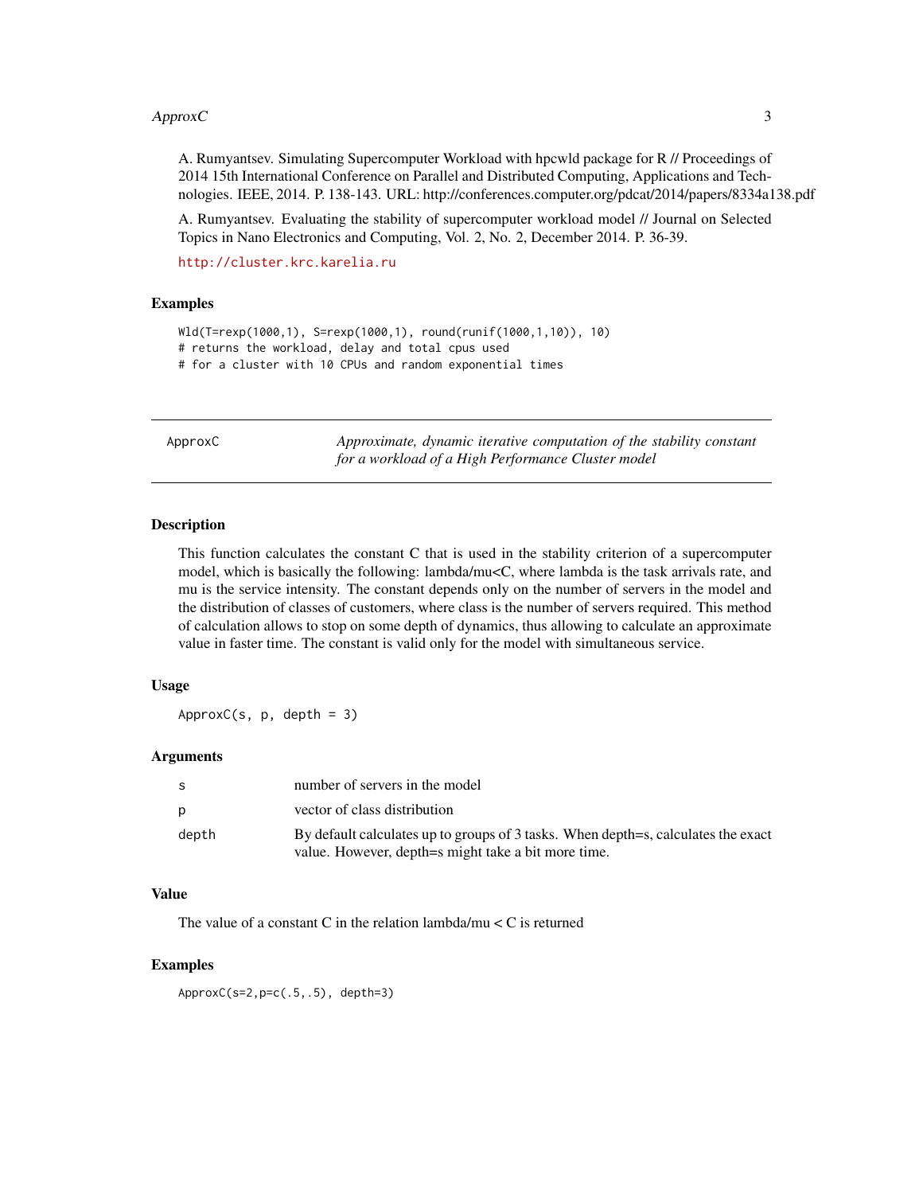A. Rumyantsev. Simulating Supercomputer Workload with hpcwld package for R // Proceedings of 2014 15th International Conference on Parallel and Distributed Computing, Applications and Technologies. IEEE, 2014. P. 138-143. URL: http://conferences.computer.org/pdcat/2014/papers/8334a138.pdf

A. Rumyantsev. Evaluating the stability of supercomputer workload model // Journal on Selected Topics in Nano Electronics and Computing, Vol. 2, No. 2, December 2014. P. 36-39.

http://cluster.krc.karelia.ru

### Examples

```
Wld(T=rexp(1000,1), S=rexp(1000,1), round(runif(1000,1,10)), 10)
# returns the workload, delay and total cpus used
# for a cluster with 10 CPUs and random exponential times
```

---

## ApproxC — *Approximate, dynamic iterative computation of the stability constant for a workload of a High Performance Cluster model*

---

### Description

This function calculates the constant C that is used in the stability criterion of a supercomputer model, which is basically the following: lambda/mu<C, where lambda is the task arrivals rate, and mu is the service intensity. The constant depends only on the number of servers in the model and the distribution of classes of customers, where class is the number of servers required. This method of calculation allows to stop on some depth of dynamics, thus allowing to calculate an approximate value in faster time. The constant is valid only for the model with simultaneous service.

### Usage

```
ApproxC(s, p, depth = 3)
```

### Arguments

| | |
|---|---|
| s | number of servers in the model |
| p | vector of class distribution |
| depth | By default calculates up to groups of 3 tasks. When depth=s, calculates the exact value. However, depth=s might take a bit more time. |

### Value

The value of a constant C in the relation lambda/mu < C is returned

### Examples

```
ApproxC(s=2,p=c(.5,.5), depth=3)
```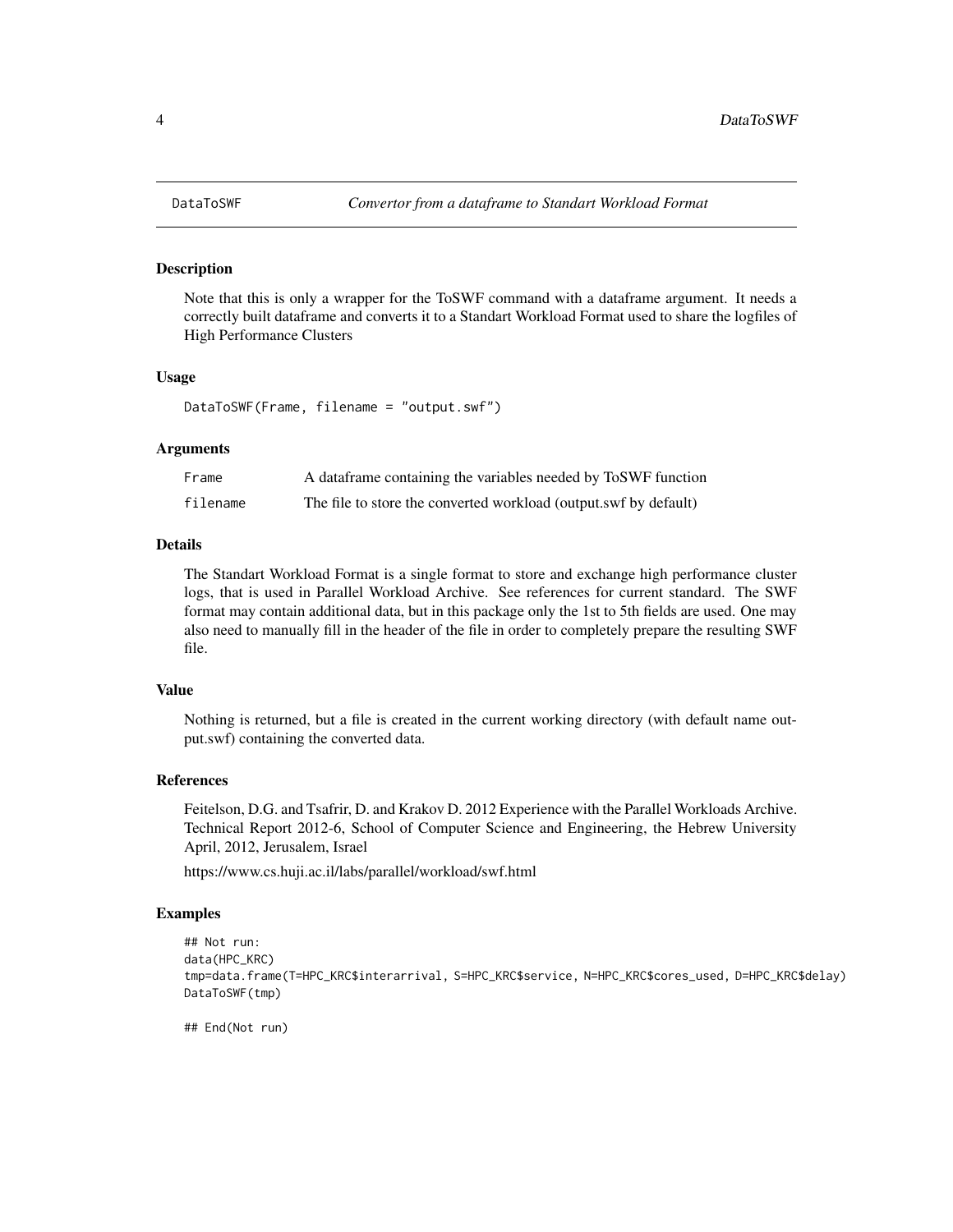# DataToSWF — *Convertor from a dataframe to Standart Workload Format*

## Description

Note that this is only a wrapper for the ToSWF command with a dataframe argument. It needs a correctly built dataframe and converts it to a Standart Workload Format used to share the logfiles of High Performance Clusters

## Usage

```
DataToSWF(Frame, filename = "output.swf")
```

## Arguments

| Argument | Description |
| --- | --- |
| Frame | A dataframe containing the variables needed by ToSWF function |
| filename | The file to store the converted workload (output.swf by default) |

## Details

The Standart Workload Format is a single format to store and exchange high performance cluster logs, that is used in Parallel Workload Archive. See references for current standard. The SWF format may contain additional data, but in this package only the 1st to 5th fields are used. One may also need to manually fill in the header of the file in order to completely prepare the resulting SWF file.

## Value

Nothing is returned, but a file is created in the current working directory (with default name output.swf) containing the converted data.

## References

Feitelson, D.G. and Tsafrir, D. and Krakov D. 2012 Experience with the Parallel Workloads Archive. Technical Report 2012-6, School of Computer Science and Engineering, the Hebrew University April, 2012, Jerusalem, Israel

https://www.cs.huji.ac.il/labs/parallel/workload/swf.html

## Examples

```
## Not run:
data(HPC_KRC)
tmp=data.frame(T=HPC_KRC$interarrival, S=HPC_KRC$service, N=HPC_KRC$cores_used, D=HPC_KRC$delay)
DataToSWF(tmp)

## End(Not run)
```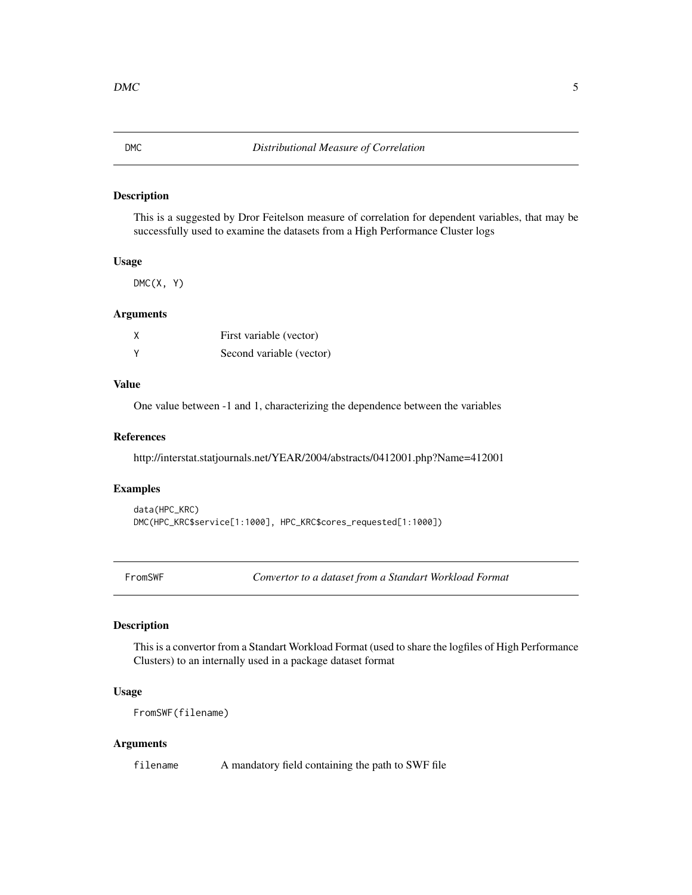## DMC — *Distributional Measure of Correlation*

### Description

This is a suggested by Dror Feitelson measure of correlation for dependent variables, that may be successfully used to examine the datasets from a High Performance Cluster logs

### Usage

```
DMC(X, Y)
```

### Arguments

| | |
|---|---|
| X | First variable (vector) |
| Y | Second variable (vector) |

### Value

One value between -1 and 1, characterizing the dependence between the variables

### References

http://interstat.statjournals.net/YEAR/2004/abstracts/0412001.php?Name=412001

### Examples

```
data(HPC_KRC)
DMC(HPC_KRC$service[1:1000], HPC_KRC$cores_requested[1:1000])
```

## FromSWF — *Convertor to a dataset from a Standart Workload Format*

### Description

This is a convertor from a Standart Workload Format (used to share the logfiles of High Performance Clusters) to an internally used in a package dataset format

### Usage

```
FromSWF(filename)
```

### Arguments

| | |
|---|---|
| filename | A mandatory field containing the path to SWF file |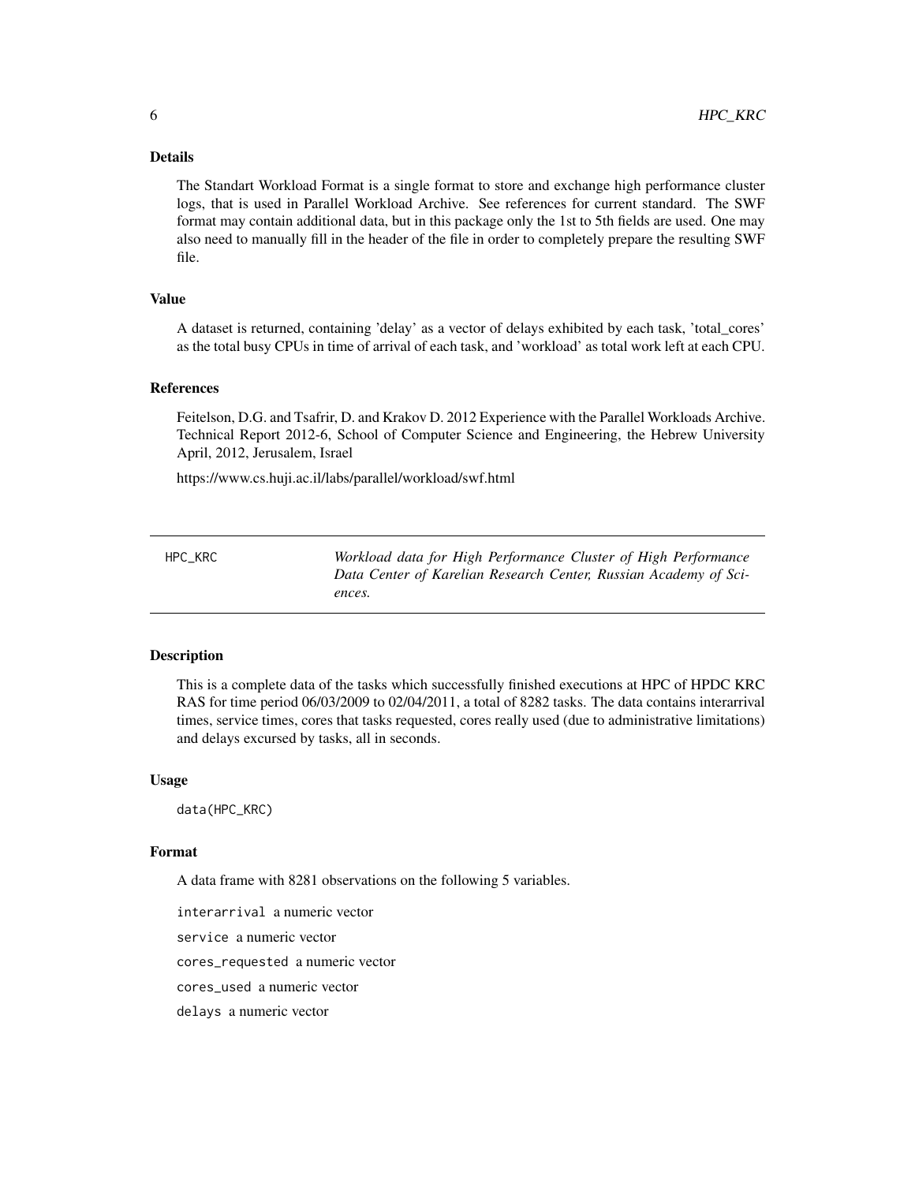### Details

The Standart Workload Format is a single format to store and exchange high performance cluster logs, that is used in Parallel Workload Archive. See references for current standard. The SWF format may contain additional data, but in this package only the 1st to 5th fields are used. One may also need to manually fill in the header of the file in order to completely prepare the resulting SWF file.

### Value

A dataset is returned, containing 'delay' as a vector of delays exhibited by each task, 'total_cores' as the total busy CPUs in time of arrival of each task, and 'workload' as total work left at each CPU.

### References

Feitelson, D.G. and Tsafrir, D. and Krakov D. 2012 Experience with the Parallel Workloads Archive. Technical Report 2012-6, School of Computer Science and Engineering, the Hebrew University April, 2012, Jerusalem, Israel

https://www.cs.huji.ac.il/labs/parallel/workload/swf.html

---

## HPC_KRC — *Workload data for High Performance Cluster of High Performance Data Center of Karelian Research Center, Russian Academy of Sciences.*

---

### Description

This is a complete data of the tasks which successfully finished executions at HPC of HPDC KRC RAS for time period 06/03/2009 to 02/04/2011, a total of 8282 tasks. The data contains interarrival times, service times, cores that tasks requested, cores really used (due to administrative limitations) and delays excursed by tasks, all in seconds.

### Usage

```
data(HPC_KRC)
```

### Format

A data frame with 8281 observations on the following 5 variables.

`interarrival` a numeric vector

`service` a numeric vector

`cores_requested` a numeric vector

`cores_used` a numeric vector

`delays` a numeric vector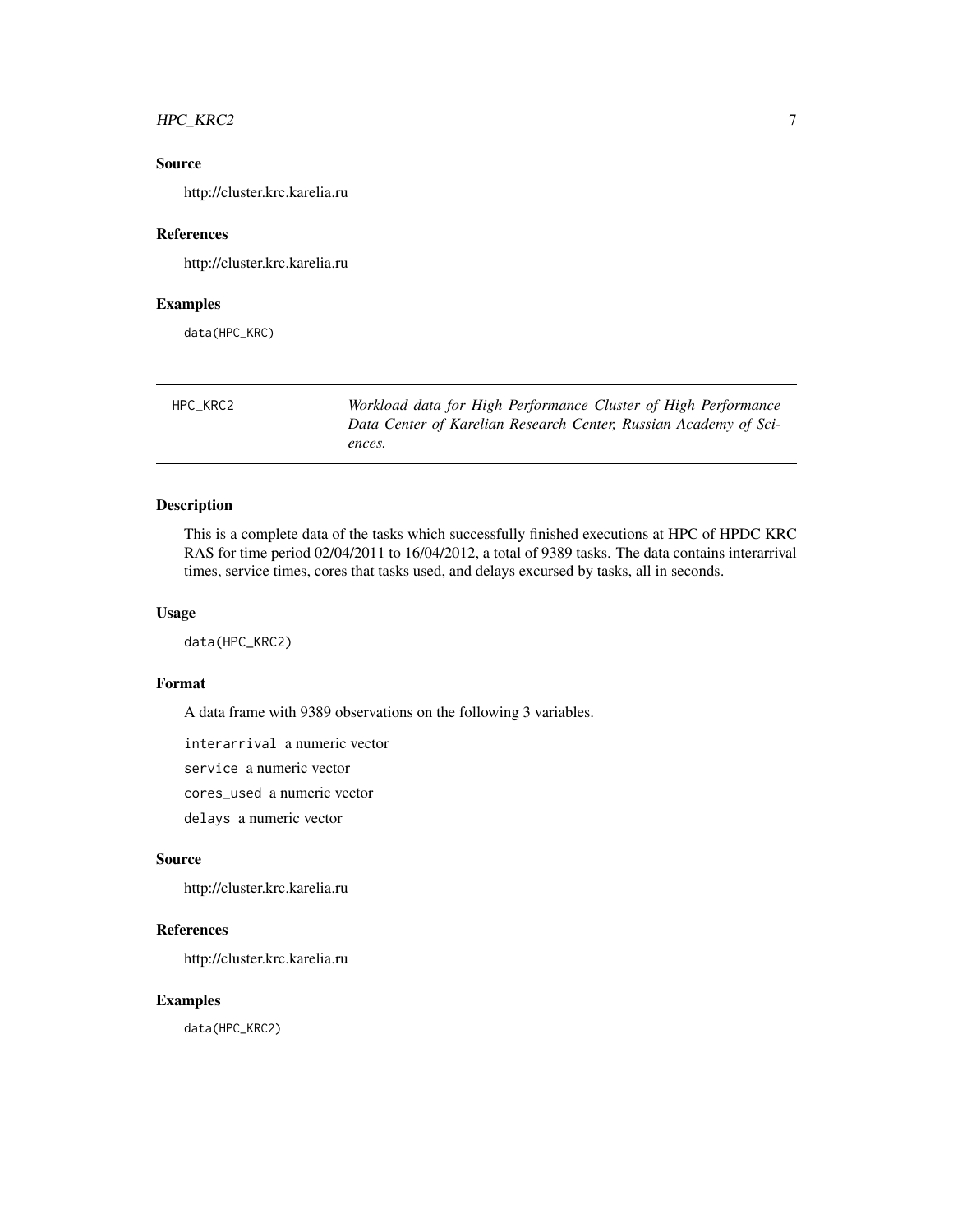### Source

http://cluster.krc.karelia.ru

### References

http://cluster.krc.karelia.ru

### Examples

```
data(HPC_KRC)
```

---

## HPC_KRC2 — *Workload data for High Performance Cluster of High Performance Data Center of Karelian Research Center, Russian Academy of Sciences.*

---

### Description

This is a complete data of the tasks which successfully finished executions at HPC of HPDC KRC RAS for time period 02/04/2011 to 16/04/2012, a total of 9389 tasks. The data contains interarrival times, service times, cores that tasks used, and delays excursed by tasks, all in seconds.

### Usage

```
data(HPC_KRC2)
```

### Format

A data frame with 9389 observations on the following 3 variables.

`interarrival` a numeric vector

`service` a numeric vector

`cores_used` a numeric vector

`delays` a numeric vector

### Source

http://cluster.krc.karelia.ru

### References

http://cluster.krc.karelia.ru

### Examples

```
data(HPC_KRC2)
```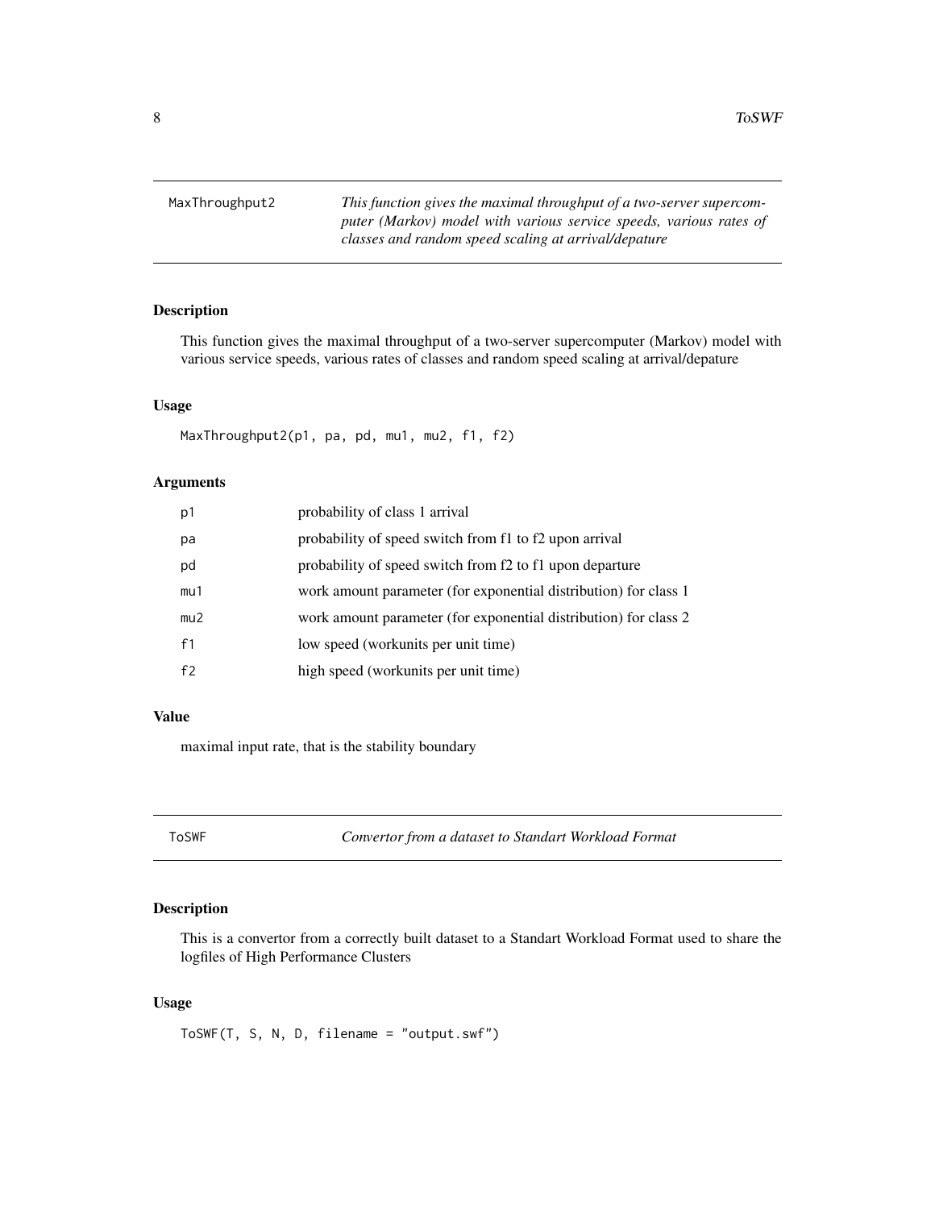## MaxThroughput2 — *This function gives the maximal throughput of a two-server supercomputer (Markov) model with various service speeds, various rates of classes and random speed scaling at arrival/depature*

### Description

This function gives the maximal throughput of a two-server supercomputer (Markov) model with various service speeds, various rates of classes and random speed scaling at arrival/depature

### Usage

```
MaxThroughput2(p1, pa, pd, mu1, mu2, f1, f2)
```

### Arguments

| | |
|---|---|
| p1 | probability of class 1 arrival |
| pa | probability of speed switch from f1 to f2 upon arrival |
| pd | probability of speed switch from f2 to f1 upon departure |
| mu1 | work amount parameter (for exponential distribution) for class 1 |
| mu2 | work amount parameter (for exponential distribution) for class 2 |
| f1 | low speed (workunits per unit time) |
| f2 | high speed (workunits per unit time) |

### Value

maximal input rate, that is the stability boundary

## ToSWF — *Convertor from a dataset to Standart Workload Format*

### Description

This is a convertor from a correctly built dataset to a Standart Workload Format used to share the logfiles of High Performance Clusters

### Usage

```
ToSWF(T, S, N, D, filename = "output.swf")
```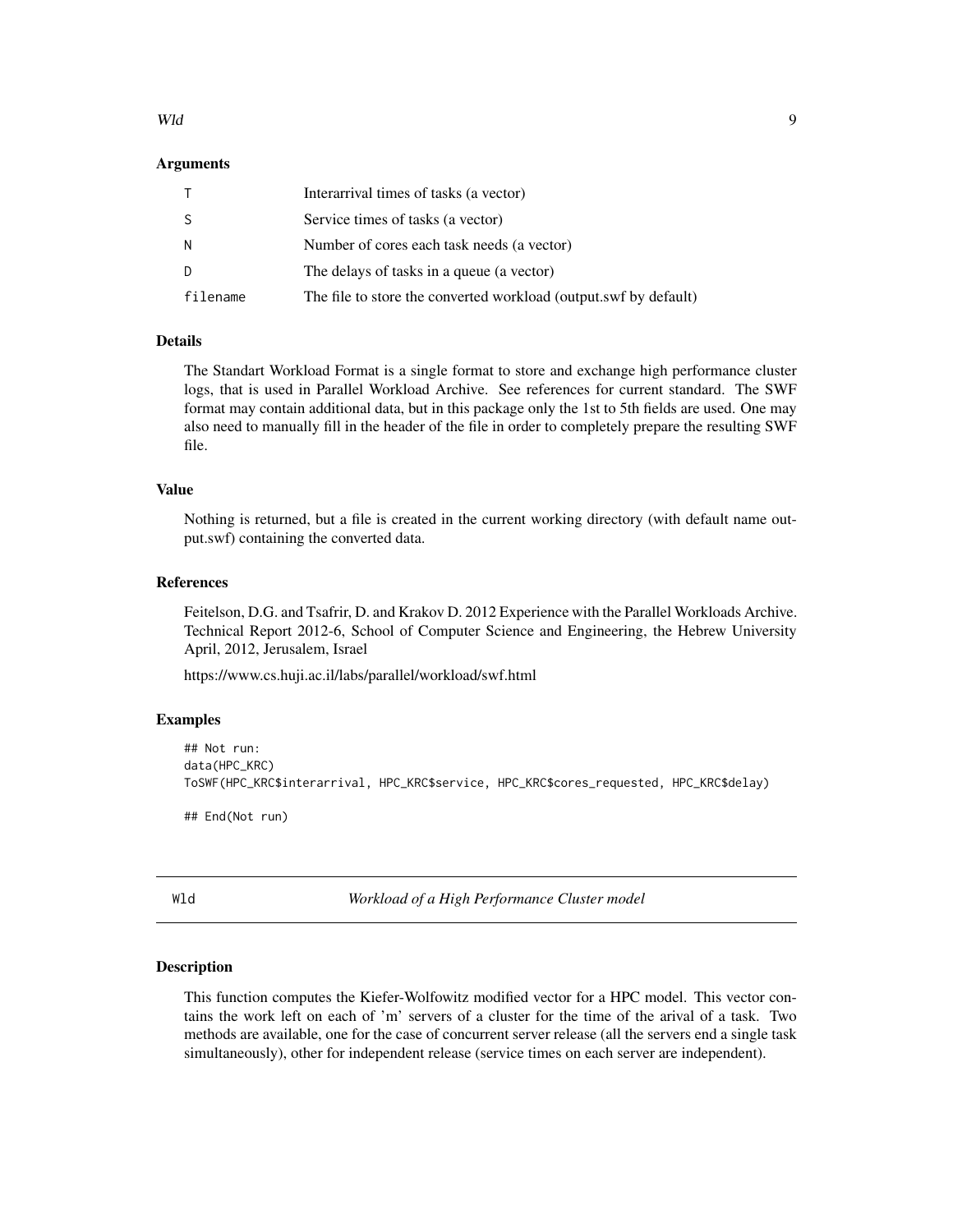### Arguments

| | |
|---|---|
| T | Interarrival times of tasks (a vector) |
| S | Service times of tasks (a vector) |
| N | Number of cores each task needs (a vector) |
| D | The delays of tasks in a queue (a vector) |
| filename | The file to store the converted workload (output.swf by default) |

### Details

The Standart Workload Format is a single format to store and exchange high performance cluster logs, that is used in Parallel Workload Archive. See references for current standard. The SWF format may contain additional data, but in this package only the 1st to 5th fields are used. One may also need to manually fill in the header of the file in order to completely prepare the resulting SWF file.

### Value

Nothing is returned, but a file is created in the current working directory (with default name output.swf) containing the converted data.

### References

Feitelson, D.G. and Tsafrir, D. and Krakov D. 2012 Experience with the Parallel Workloads Archive. Technical Report 2012-6, School of Computer Science and Engineering, the Hebrew University April, 2012, Jerusalem, Israel

https://www.cs.huji.ac.il/labs/parallel/workload/swf.html

### Examples

```
## Not run:
data(HPC_KRC)
ToSWF(HPC_KRC$interarrival, HPC_KRC$service, HPC_KRC$cores_requested, HPC_KRC$delay)

## End(Not run)
```

---

## Wld — *Workload of a High Performance Cluster model*

### Description

This function computes the Kiefer-Wolfowitz modified vector for a HPC model. This vector contains the work left on each of 'm' servers of a cluster for the time of the arival of a task. Two methods are available, one for the case of concurrent server release (all the servers end a single task simultaneously), other for independent release (service times on each server are independent).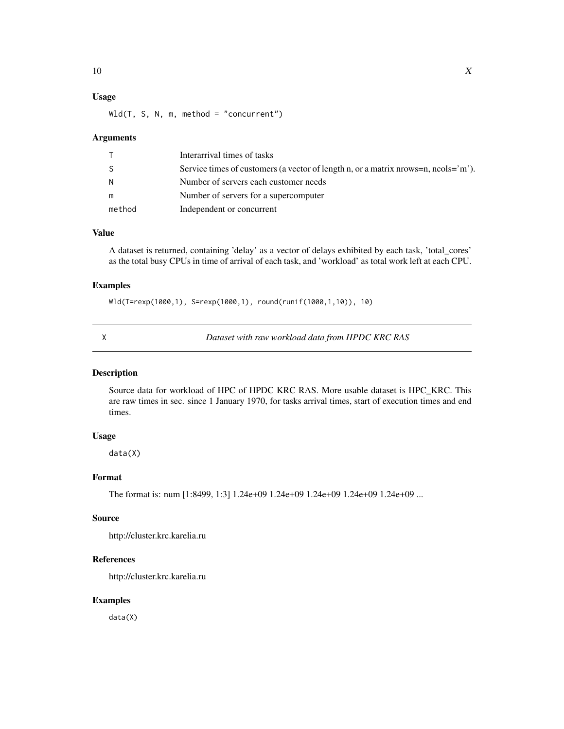### Usage

```
Wld(T, S, N, m, method = "concurrent")
```

### Arguments

| | |
|---|---|
| T | Interarrival times of tasks |
| S | Service times of customers (a vector of length n, or a matrix nrows=n, ncols='m'). |
| N | Number of servers each customer needs |
| m | Number of servers for a supercomputer |
| method | Independent or concurrent |

### Value

A dataset is returned, containing 'delay' as a vector of delays exhibited by each task, 'total_cores' as the total busy CPUs in time of arrival of each task, and 'workload' as total work left at each CPU.

### Examples

```
Wld(T=rexp(1000,1), S=rexp(1000,1), round(runif(1000,1,10)), 10)
```

---

## X — *Dataset with raw workload data from HPDC KRC RAS*

### Description

Source data for workload of HPC of HPDC KRC RAS. More usable dataset is HPC_KRC. This are raw times in sec. since 1 January 1970, for tasks arrival times, start of execution times and end times.

### Usage

```
data(X)
```

### Format

The format is: num [1:8499, 1:3] 1.24e+09 1.24e+09 1.24e+09 1.24e+09 1.24e+09 ...

### Source

http://cluster.krc.karelia.ru

### References

http://cluster.krc.karelia.ru

### Examples

```
data(X)
```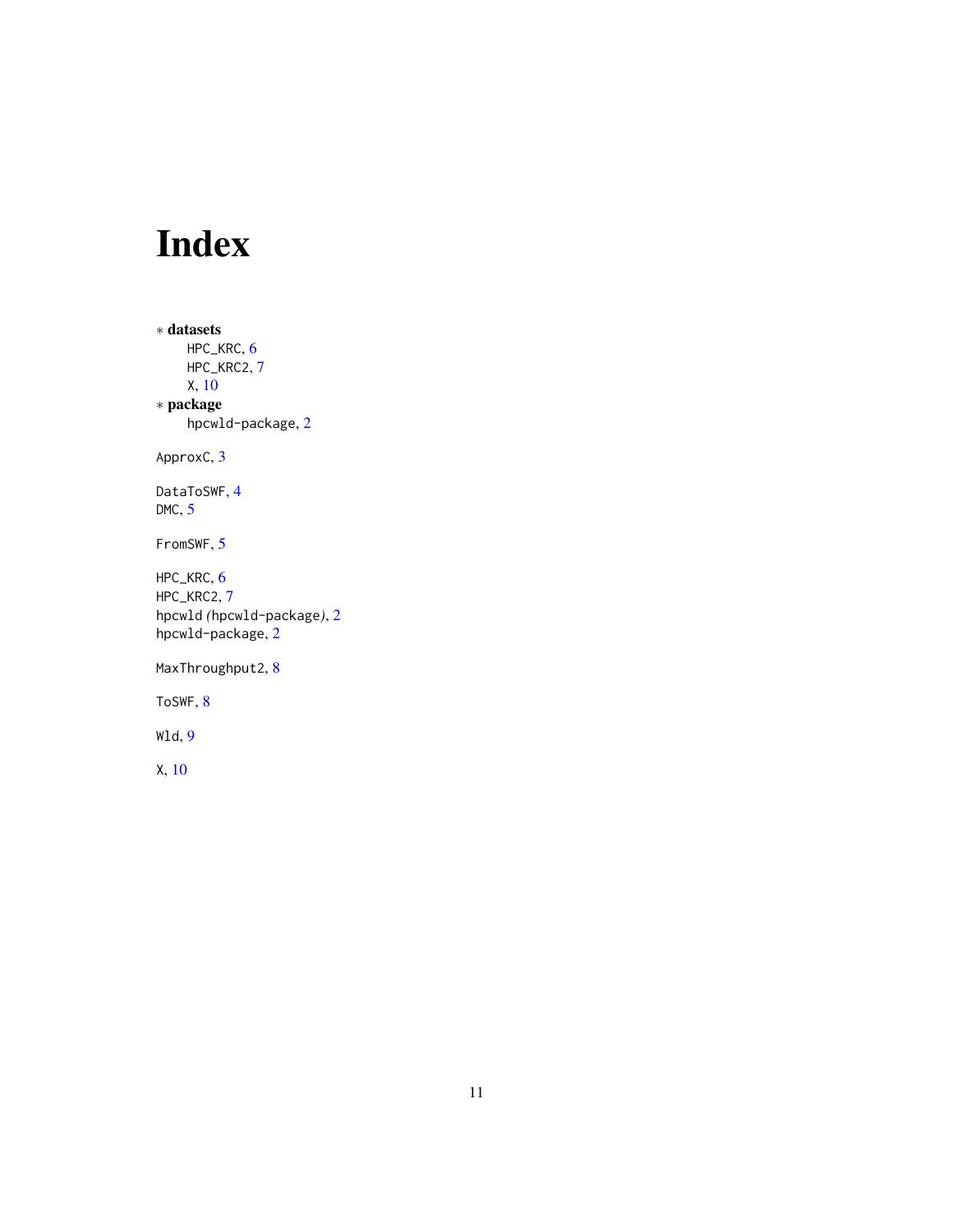# Index

∗ **datasets**
  HPC_KRC, 6
  HPC_KRC2, 7
  X, 10
∗ **package**
  hpcwld-package, 2

ApproxC, 3

DataToSWF, 4
DMC, 5

FromSWF, 5

HPC_KRC, 6
HPC_KRC2, 7
hpcwld (hpcwld-package), 2
hpcwld-package, 2

MaxThroughput2, 8

ToSWF, 8

Wld, 9

X, 10